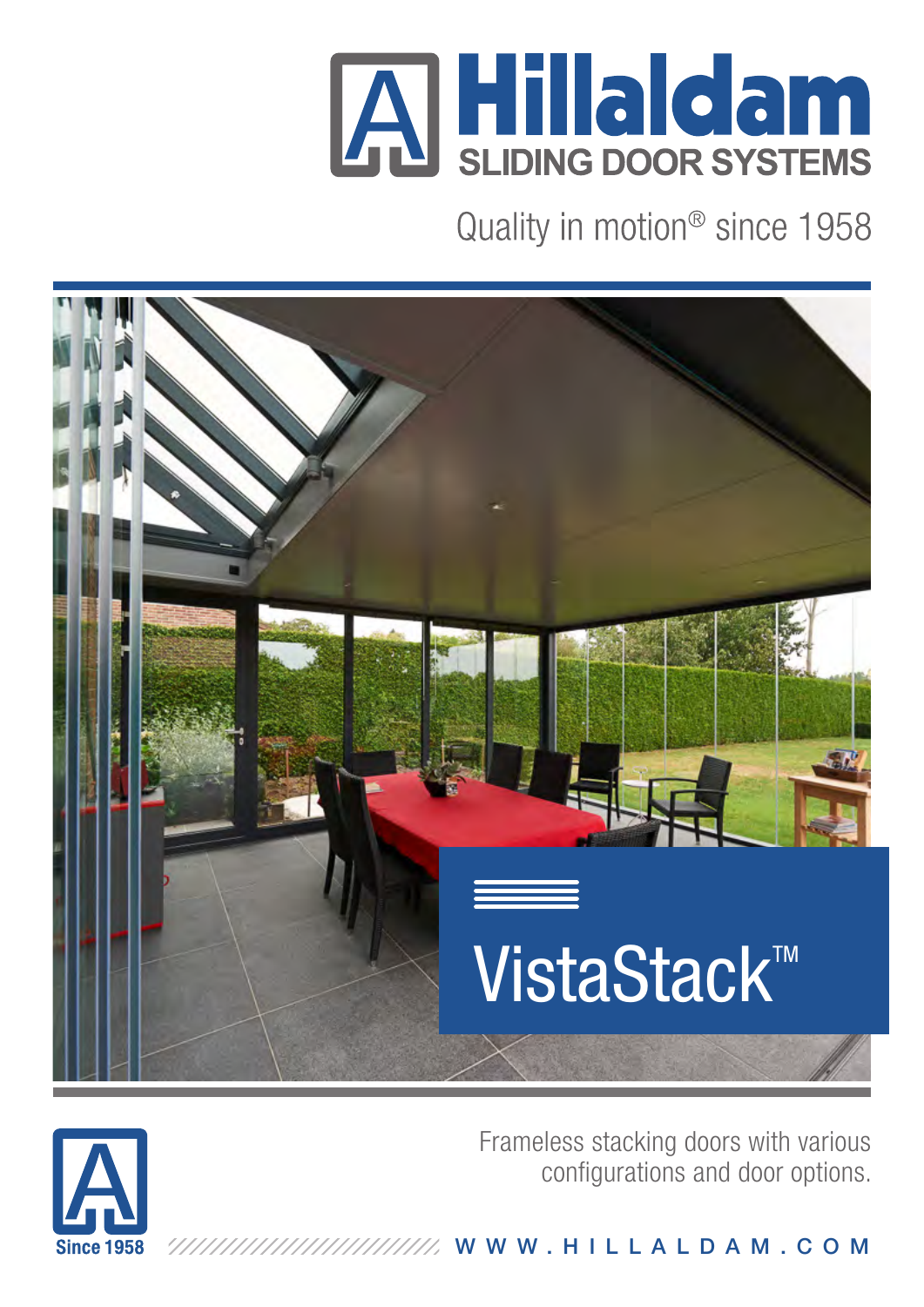# Hillaldam

SLIDING DOOR SYSTEMS

Quality in motion® since 1958

## VistaStack™

Frameless stacking doors with various configurations and door options.

Since 1958

WWW.HILLALDAM.COM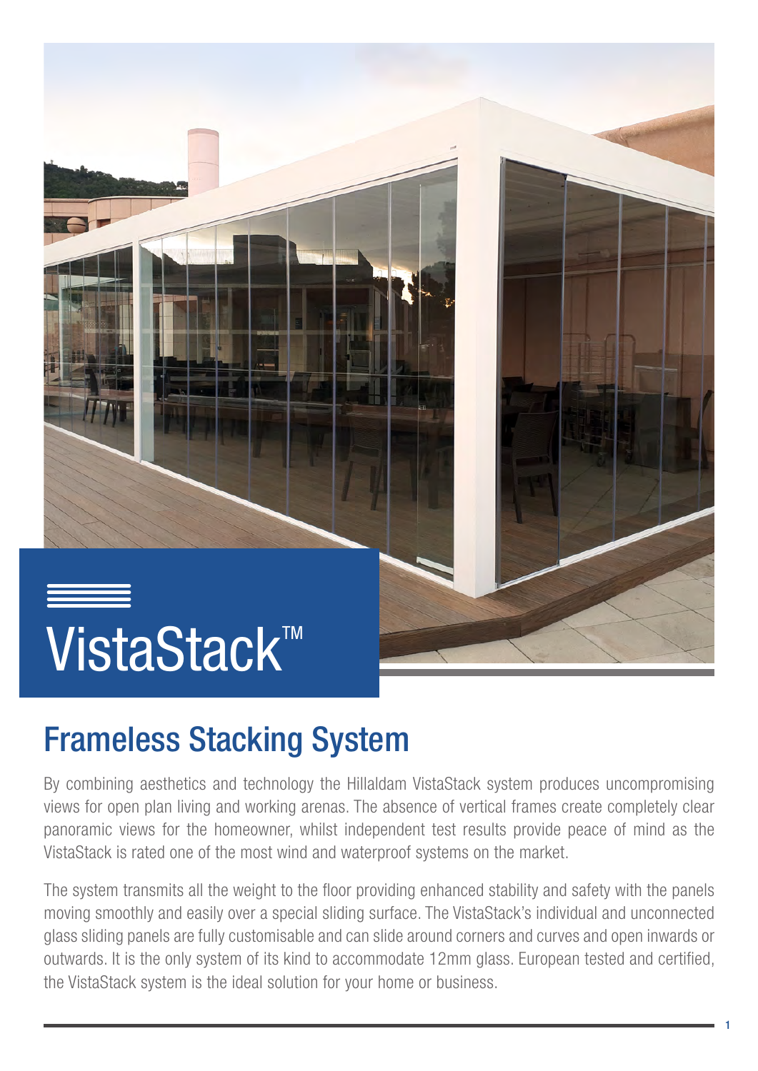# VistaStack™

## Frameless Stacking System

By combining aesthetics and technology the Hillaldam VistaStack system produces uncompromising views for open plan living and working arenas. The absence of vertical frames create completely clear panoramic views for the homeowner, whilst independent test results provide peace of mind as the VistaStack is rated one of the most wind and waterproof systems on the market.

The system transmits all the weight to the floor providing enhanced stability and safety with the panels moving smoothly and easily over a special sliding surface. The VistaStack's individual and unconnected glass sliding panels are fully customisable and can slide around corners and curves and open inwards or outwards. It is the only system of its kind to accommodate 12mm glass. European tested and certified, the VistaStack system is the ideal solution for your home or business.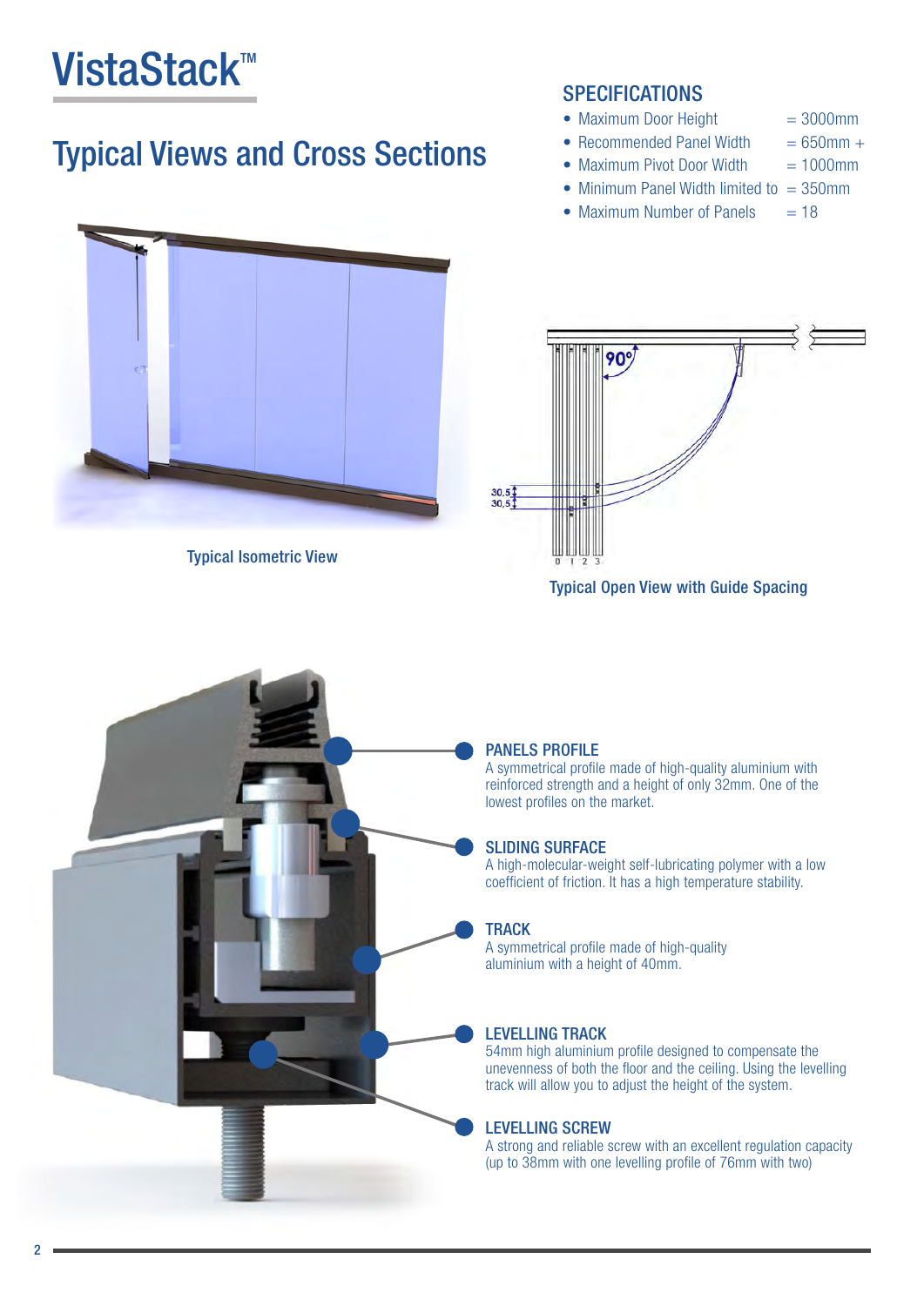# VistaStack™

## Typical Views and Cross Sections

### SPECIFICATIONS

- Maximum Door Height = 3000mm
- Recommended Panel Width = 650mm +
- Maximum Pivot Door Width = 1000mm
- Minimum Panel Width limited to = 350mm
- Maximum Number of Panels = 18

Typical Isometric View

Typical Open View with Guide Spacing

**PANELS PROFILE**
A symmetrical profile made of high-quality aluminium with reinforced strength and a height of only 32mm. One of the lowest profiles on the market.

**SLIDING SURFACE**
A high-molecular-weight self-lubricating polymer with a low coefficient of friction. It has a high temperature stability.

**TRACK**
A symmetrical profile made of high-quality aluminium with a height of 40mm.

**LEVELLING TRACK**
54mm high aluminium profile designed to compensate the unevenness of both the floor and the ceiling. Using the levelling track will allow you to adjust the height of the system.

**LEVELLING SCREW**
A strong and reliable screw with an excellent regulation capacity (up to 38mm with one levelling profile of 76mm with two)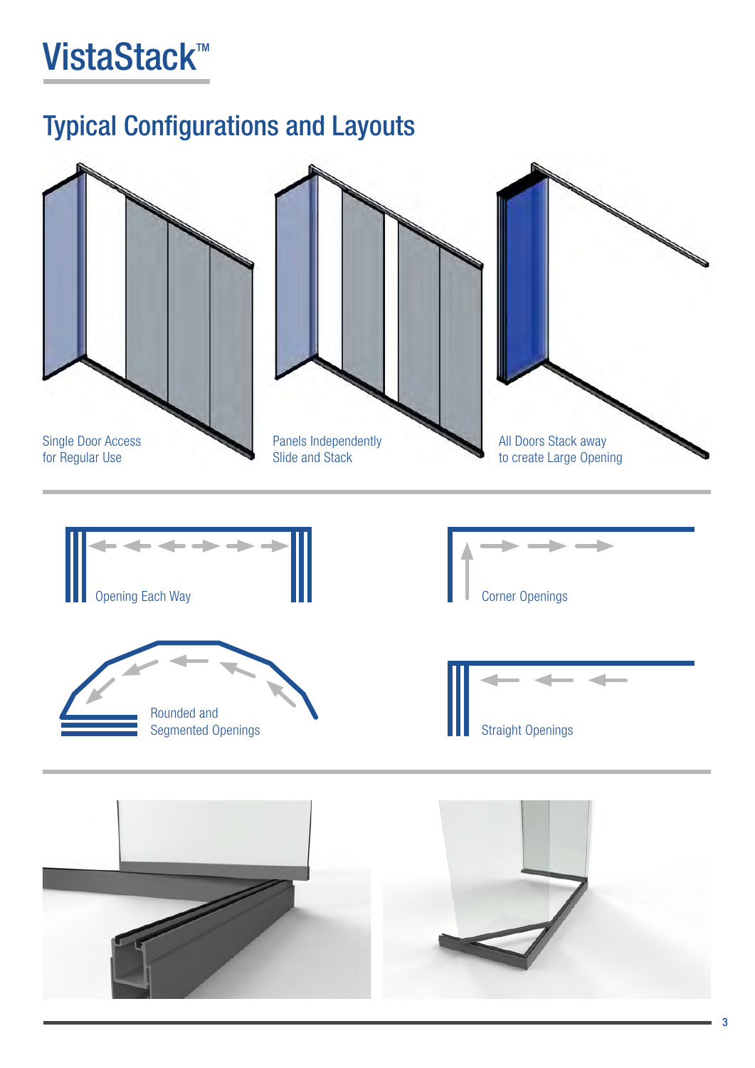# VistaStack™

## Typical Configurations and Layouts

Single Door Access for Regular Use

Panels Independently Slide and Stack

All Doors Stack away to create Large Opening

Opening Each Way

Corner Openings

Rounded and Segmented Openings

Straight Openings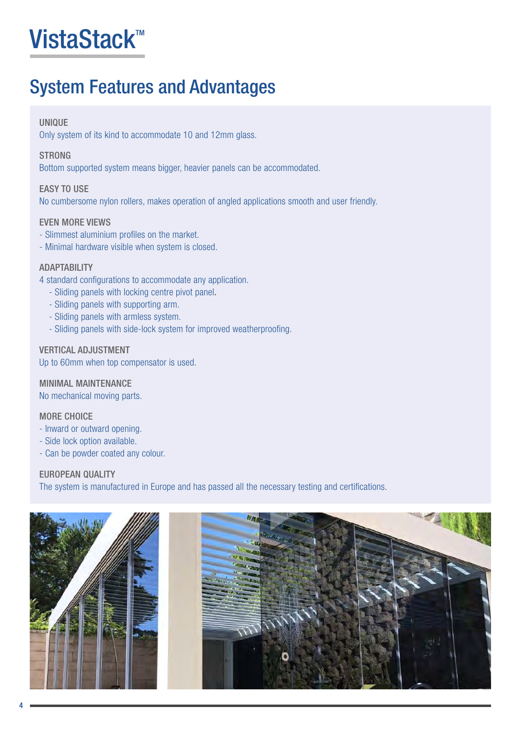# VistaStack™

## System Features and Advantages

**UNIQUE**
Only system of its kind to accommodate 10 and 12mm glass.

**STRONG**
Bottom supported system means bigger, heavier panels can be accommodated.

**EASY TO USE**
No cumbersome nylon rollers, makes operation of angled applications smooth and user friendly.

**EVEN MORE VIEWS**
- Slimmest aluminium profiles on the market.
- Minimal hardware visible when system is closed.

**ADAPTABILITY**
4 standard configurations to accommodate any application.
- Sliding panels with locking centre pivot panel.
- Sliding panels with supporting arm.
- Sliding panels with armless system.
- Sliding panels with side-lock system for improved weatherproofing.

**VERTICAL ADJUSTMENT**
Up to 60mm when top compensator is used.

**MINIMAL MAINTENANCE**
No mechanical moving parts.

**MORE CHOICE**
- Inward or outward opening.
- Side lock option available.
- Can be powder coated any colour.

**EUROPEAN QUALITY**
The system is manufactured in Europe and has passed all the necessary testing and certifications.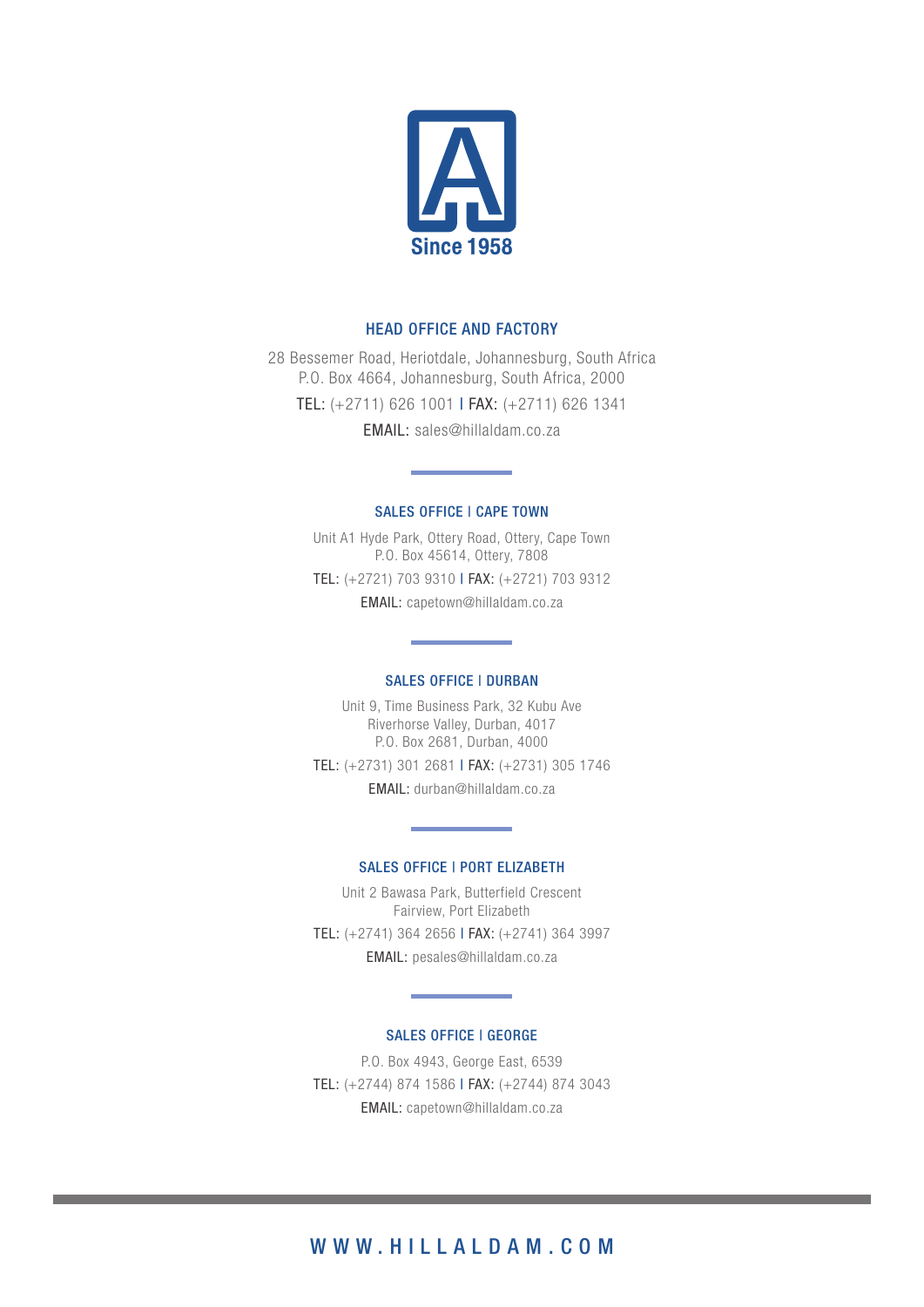Since 1958

## HEAD OFFICE AND FACTORY

28 Bessemer Road, Heriotdale, Johannesburg, South Africa
P.O. Box 4664, Johannesburg, South Africa, 2000
TEL: (+2711) 626 1001 I FAX: (+2711) 626 1341
EMAIL: sales@hillaldam.co.za

## SALES OFFICE I CAPE TOWN

Unit A1 Hyde Park, Ottery Road, Ottery, Cape Town
P.O. Box 45614, Ottery, 7808
TEL: (+2721) 703 9310 I FAX: (+2721) 703 9312
EMAIL: capetown@hillaldam.co.za

## SALES OFFICE I DURBAN

Unit 9, Time Business Park, 32 Kubu Ave
Riverhorse Valley, Durban, 4017
P.O. Box 2681, Durban, 4000
TEL: (+2731) 301 2681 I FAX: (+2731) 305 1746
EMAIL: durban@hillaldam.co.za

## SALES OFFICE I PORT ELIZABETH

Unit 2 Bawasa Park, Butterfield Crescent
Fairview, Port Elizabeth
TEL: (+2741) 364 2656 I FAX: (+2741) 364 3997
EMAIL: pesales@hillaldam.co.za

## SALES OFFICE I GEORGE

P.O. Box 4943, George East, 6539
TEL: (+2744) 874 1586 I FAX: (+2744) 874 3043
EMAIL: capetown@hillaldam.co.za

WWW.HILLALDAM.COM